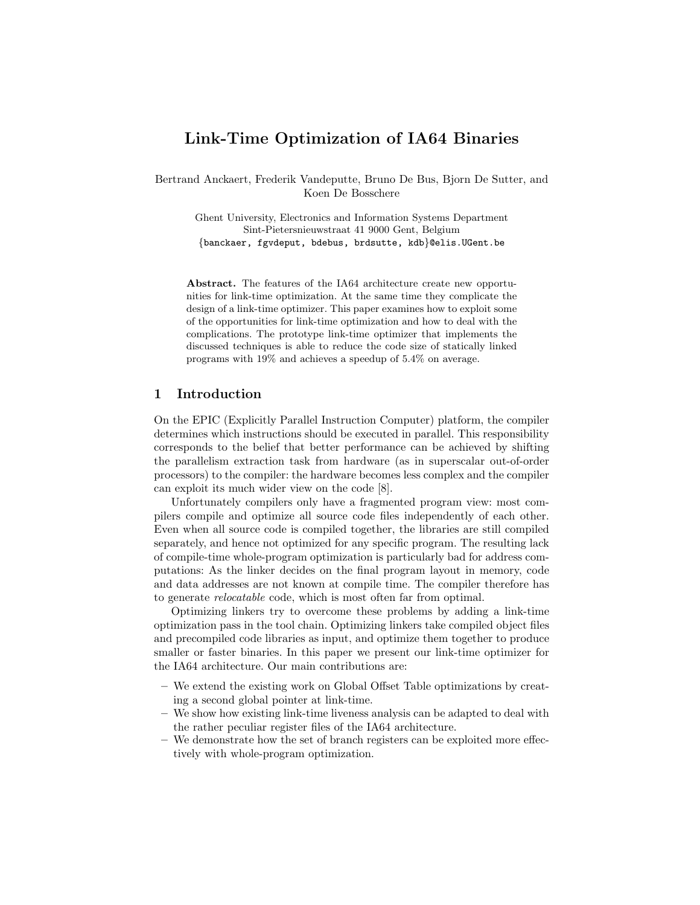# Link-Time Optimization of IA64 Binaries

Bertrand Anckaert, Frederik Vandeputte, Bruno De Bus, Bjorn De Sutter, and Koen De Bosschere

Ghent University, Electronics and Information Systems Department
Sint-Pietersnieuwstraat 41 9000 Gent, Belgium
{banckaer, fgvdeput, bdebus, brdsutte, kdb}@elis.UGent.be

**Abstract.** The features of the IA64 architecture create new opportunities for link-time optimization. At the same time they complicate the design of a link-time optimizer. This paper examines how to exploit some of the opportunities for link-time optimization and how to deal with the complications. The prototype link-time optimizer that implements the discussed techniques is able to reduce the code size of statically linked programs with 19% and achieves a speedup of 5.4% on average.

## 1 Introduction

On the EPIC (Explicitly Parallel Instruction Computer) platform, the compiler determines which instructions should be executed in parallel. This responsibility corresponds to the belief that better performance can be achieved by shifting the parallelism extraction task from hardware (as in superscalar out-of-order processors) to the compiler: the hardware becomes less complex and the compiler can exploit its much wider view on the code [8].

Unfortunately compilers only have a fragmented program view: most compilers compile and optimize all source code files independently of each other. Even when all source code is compiled together, the libraries are still compiled separately, and hence not optimized for any specific program. The resulting lack of compile-time whole-program optimization is particularly bad for address computations: As the linker decides on the final program layout in memory, code and data addresses are not known at compile time. The compiler therefore has to generate *relocatable* code, which is most often far from optimal.

Optimizing linkers try to overcome these problems by adding a link-time optimization pass in the tool chain. Optimizing linkers take compiled object files and precompiled code libraries as input, and optimize them together to produce smaller or faster binaries. In this paper we present our link-time optimizer for the IA64 architecture. Our main contributions are:

- We extend the existing work on Global Offset Table optimizations by creating a second global pointer at link-time.
- We show how existing link-time liveness analysis can be adapted to deal with the rather peculiar register files of the IA64 architecture.
- We demonstrate how the set of branch registers can be exploited more effectively with whole-program optimization.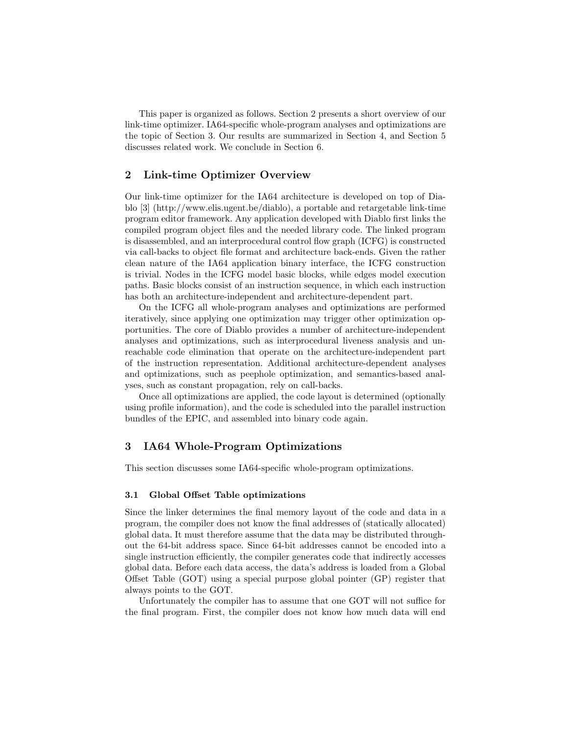This paper is organized as follows. Section 2 presents a short overview of our link-time optimizer. IA64-specific whole-program analyses and optimizations are the topic of Section 3. Our results are summarized in Section 4, and Section 5 discusses related work. We conclude in Section 6.

## 2 Link-time Optimizer Overview

Our link-time optimizer for the IA64 architecture is developed on top of Diablo [3] (http://www.elis.ugent.be/diablo), a portable and retargetable link-time program editor framework. Any application developed with Diablo first links the compiled program object files and the needed library code. The linked program is disassembled, and an interprocedural control flow graph (ICFG) is constructed via call-backs to object file format and architecture back-ends. Given the rather clean nature of the IA64 application binary interface, the ICFG construction is trivial. Nodes in the ICFG model basic blocks, while edges model execution paths. Basic blocks consist of an instruction sequence, in which each instruction has both an architecture-independent and architecture-dependent part.

On the ICFG all whole-program analyses and optimizations are performed iteratively, since applying one optimization may trigger other optimization opportunities. The core of Diablo provides a number of architecture-independent analyses and optimizations, such as interprocedural liveness analysis and unreachable code elimination that operate on the architecture-independent part of the instruction representation. Additional architecture-dependent analyses and optimizations, such as peephole optimization, and semantics-based analyses, such as constant propagation, rely on call-backs.

Once all optimizations are applied, the code layout is determined (optionally using profile information), and the code is scheduled into the parallel instruction bundles of the EPIC, and assembled into binary code again.

## 3 IA64 Whole-Program Optimizations

This section discusses some IA64-specific whole-program optimizations.

### 3.1 Global Offset Table optimizations

Since the linker determines the final memory layout of the code and data in a program, the compiler does not know the final addresses of (statically allocated) global data. It must therefore assume that the data may be distributed throughout the 64-bit address space. Since 64-bit addresses cannot be encoded into a single instruction efficiently, the compiler generates code that indirectly accesses global data. Before each data access, the data's address is loaded from a Global Offset Table (GOT) using a special purpose global pointer (GP) register that always points to the GOT.

Unfortunately the compiler has to assume that one GOT will not suffice for the final program. First, the compiler does not know how much data will end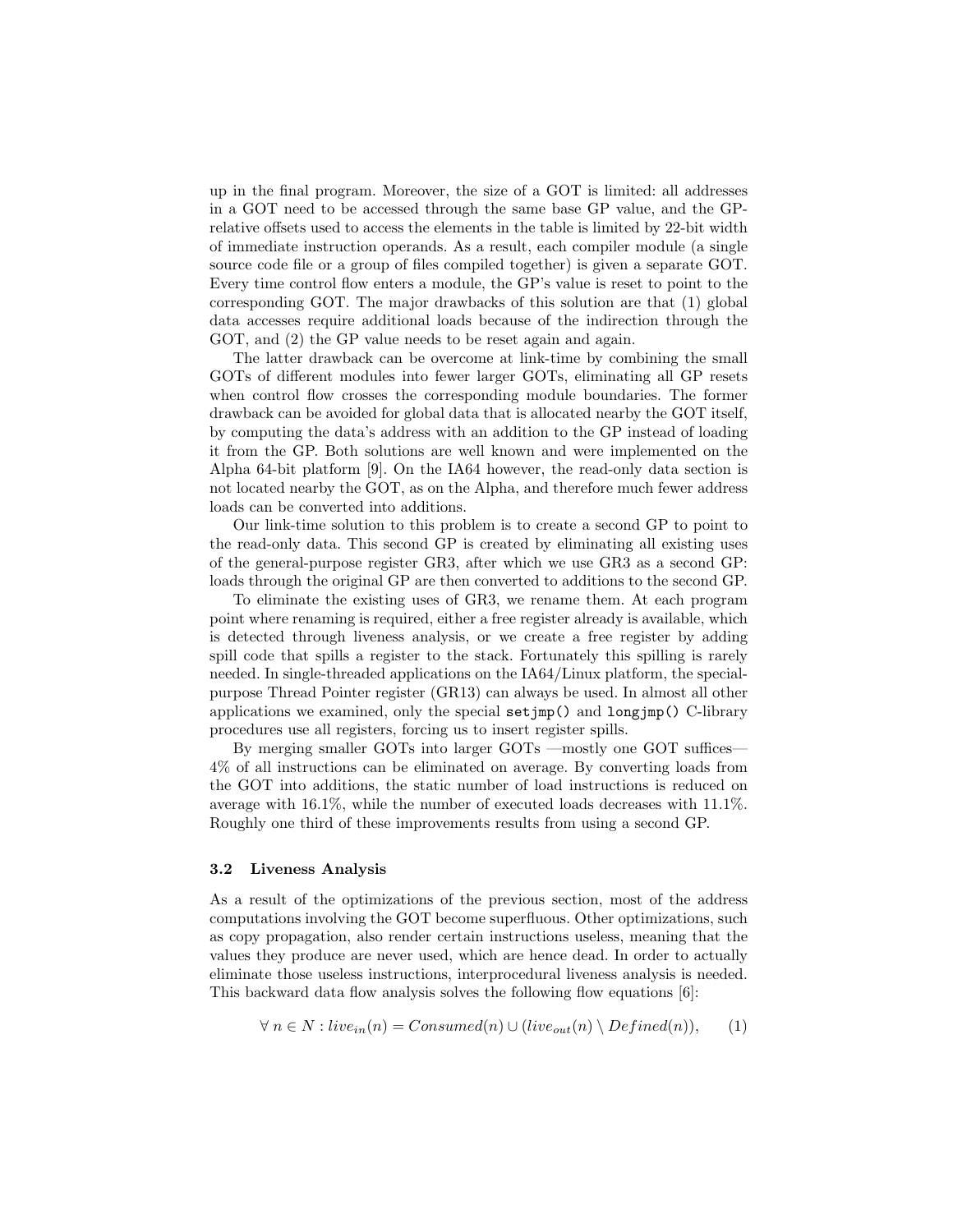up in the final program. Moreover, the size of a GOT is limited: all addresses in a GOT need to be accessed through the same base GP value, and the GP-relative offsets used to access the elements in the table is limited by 22-bit width of immediate instruction operands. As a result, each compiler module (a single source code file or a group of files compiled together) is given a separate GOT. Every time control flow enters a module, the GP's value is reset to point to the corresponding GOT. The major drawbacks of this solution are that (1) global data accesses require additional loads because of the indirection through the GOT, and (2) the GP value needs to be reset again and again.

The latter drawback can be overcome at link-time by combining the small GOTs of different modules into fewer larger GOTs, eliminating all GP resets when control flow crosses the corresponding module boundaries. The former drawback can be avoided for global data that is allocated nearby the GOT itself, by computing the data's address with an addition to the GP instead of loading it from the GP. Both solutions are well known and were implemented on the Alpha 64-bit platform [9]. On the IA64 however, the read-only data section is not located nearby the GOT, as on the Alpha, and therefore much fewer address loads can be converted into additions.

Our link-time solution to this problem is to create a second GP to point to the read-only data. This second GP is created by eliminating all existing uses of the general-purpose register GR3, after which we use GR3 as a second GP: loads through the original GP are then converted to additions to the second GP.

To eliminate the existing uses of GR3, we rename them. At each program point where renaming is required, either a free register already is available, which is detected through liveness analysis, or we create a free register by adding spill code that spills a register to the stack. Fortunately this spilling is rarely needed. In single-threaded applications on the IA64/Linux platform, the special-purpose Thread Pointer register (GR13) can always be used. In almost all other applications we examined, only the special `setjmp()` and `longjmp()` C-library procedures use all registers, forcing us to insert register spills.

By merging smaller GOTs into larger GOTs —mostly one GOT suffices— 4% of all instructions can be eliminated on average. By converting loads from the GOT into additions, the static number of load instructions is reduced on average with 16.1%, while the number of executed loads decreases with 11.1%. Roughly one third of these improvements results from using a second GP.

### 3.2 Liveness Analysis

As a result of the optimizations of the previous section, most of the address computations involving the GOT become superfluous. Other optimizations, such as copy propagation, also render certain instructions useless, meaning that the values they produce are never used, which are hence dead. In order to actually eliminate those useless instructions, interprocedural liveness analysis is needed. This backward data flow analysis solves the following flow equations [6]:

$$\forall\, n \in N : live_{in}(n) = Consumed(n) \cup (live_{out}(n) \setminus Defined(n)), \qquad (1)$$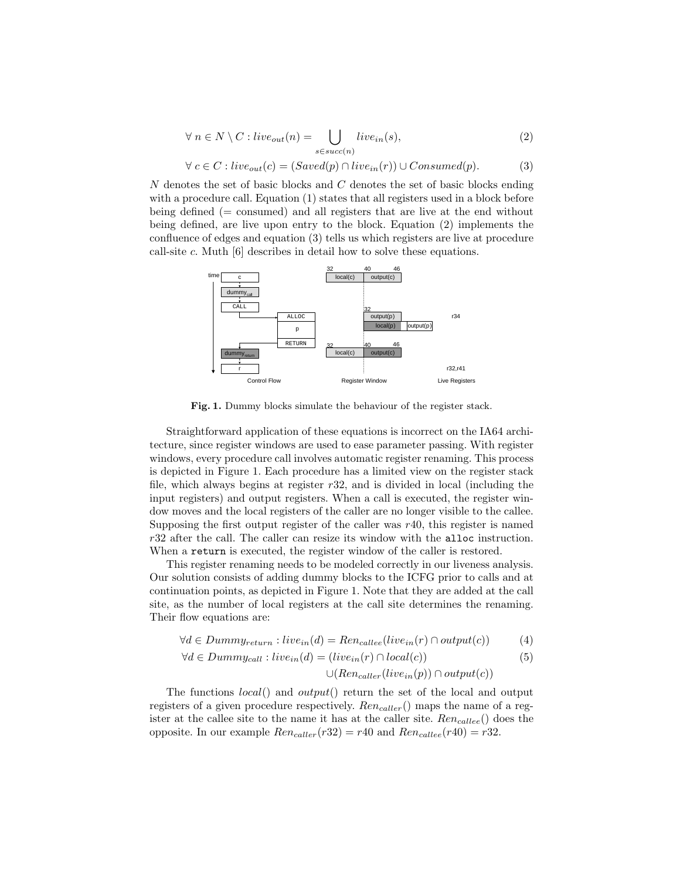$$\forall\, n \in N \setminus C : live_{out}(n) = \bigcup_{s \in succ(n)} live_{in}(s), \tag{2}$$

$$\forall\, c \in C : live_{out}(c) = (Saved(p) \cap live_{in}(r)) \cup Consumed(p). \tag{3}$$

$N$ denotes the set of basic blocks and $C$ denotes the set of basic blocks ending with a procedure call. Equation (1) states that all registers used in a block before being defined (= consumed) and all registers that are live at the end without being defined, are live upon entry to the block. Equation (2) implements the confluence of edges and equation (3) tells us which registers are live at procedure call-site $c$. Muth [6] describes in detail how to solve these equations.

**Fig. 1.** Dummy blocks simulate the behaviour of the register stack.

Straightforward application of these equations is incorrect on the IA64 architecture, since register windows are used to ease parameter passing. With register windows, every procedure call involves automatic register renaming. This process is depicted in Figure 1. Each procedure has a limited view on the register stack file, which always begins at register $r32$, and is divided in local (including the input registers) and output registers. When a call is executed, the register window moves and the local registers of the caller are no longer visible to the callee. Supposing the first output register of the caller was $r40$, this register is named $r32$ after the call. The caller can resize its window with the `alloc` instruction. When a `return` is executed, the register window of the caller is restored.

This register renaming needs to be modeled correctly in our liveness analysis. Our solution consists of adding dummy blocks to the ICFG prior to calls and at continuation points, as depicted in Figure 1. Note that they are added at the call site, as the number of local registers at the call site determines the renaming. Their flow equations are:

$$\forall d \in Dummy_{return} : live_{in}(d) = Ren_{callee}(live_{in}(r) \cap output(c)) \tag{4}$$

$$\begin{aligned} \forall d \in Dummy_{call} : live_{in}(d) = &\ (live_{in}(r) \cap local(c)) \\ &\cup (Ren_{caller}(live_{in}(p)) \cap output(c)) \end{aligned} \tag{5}$$

The functions $local()$ and $output()$ return the set of the local and output registers of a given procedure respectively. $Ren_{caller}()$ maps the name of a register at the callee site to the name it has at the caller site. $Ren_{callee}()$ does the opposite. In our example $Ren_{caller}(r32) = r40$ and $Ren_{callee}(r40) = r32$.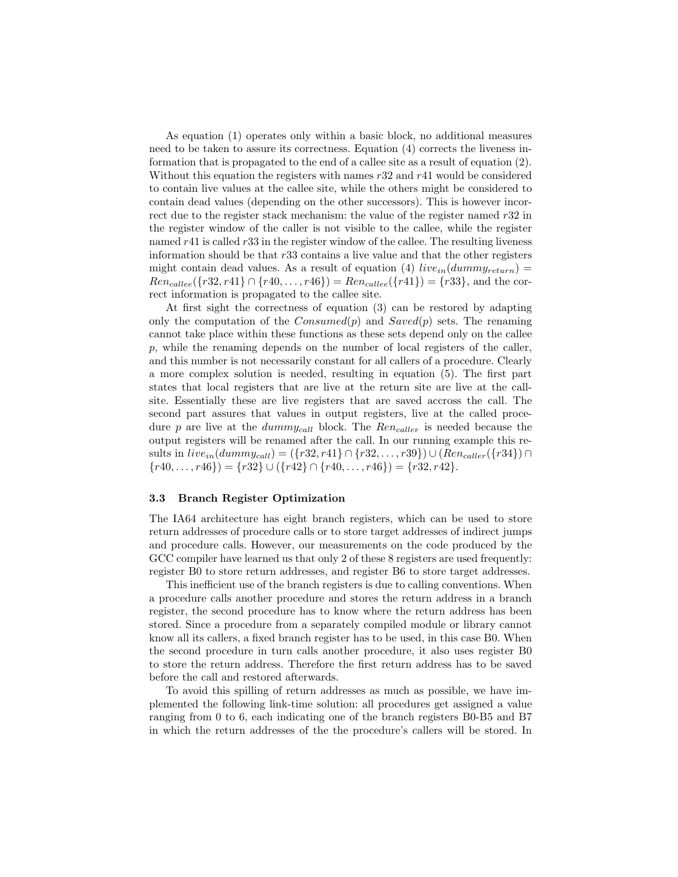As equation (1) operates only within a basic block, no additional measures need to be taken to assure its correctness. Equation (4) corrects the liveness information that is propagated to the end of a callee site as a result of equation (2). Without this equation the registers with names $r32$ and $r41$ would be considered to contain live values at the callee site, while the others might be considered to contain dead values (depending on the other successors). This is however incorrect due to the register stack mechanism: the value of the register named $r32$ in the register window of the caller is not visible to the callee, while the register named $r41$ is called $r33$ in the register window of the callee. The resulting liveness information should be that $r33$ contains a live value and that the other registers might contain dead values. As a result of equation (4) $live_{in}(dummy_{return}) = Ren_{callee}(\{r32, r41\} \cap \{r40, \ldots, r46\}) = Ren_{callee}(\{r41\}) = \{r33\}$, and the correct information is propagated to the callee site.

At first sight the correctness of equation (3) can be restored by adapting only the computation of the $Consumed(p)$ and $Saved(p)$ sets. The renaming cannot take place within these functions as these sets depend only on the callee $p$, while the renaming depends on the number of local registers of the caller, and this number is not necessarily constant for all callers of a procedure. Clearly a more complex solution is needed, resulting in equation (5). The first part states that local registers that are live at the return site are live at the callsite. Essentially these are live registers that are saved accross the call. The second part assures that values in output registers, live at the called procedure $p$ are live at the $dummy_{call}$ block. The $Ren_{caller}$ is needed because the output registers will be renamed after the call. In our running example this results in $live_{in}(dummy_{call}) = (\{r32, r41\} \cap \{r32, \ldots, r39\}) \cup (Ren_{caller}(\{r34\}) \cap \{r40, \ldots, r46\}) = \{r32\} \cup (\{r42\} \cap \{r40, \ldots, r46\}) = \{r32, r42\}$.

### 3.3 Branch Register Optimization

The IA64 architecture has eight branch registers, which can be used to store return addresses of procedure calls or to store target addresses of indirect jumps and procedure calls. However, our measurements on the code produced by the GCC compiler have learned us that only 2 of these 8 registers are used frequently: register B0 to store return addresses, and register B6 to store target addresses.

This inefficient use of the branch registers is due to calling conventions. When a procedure calls another procedure and stores the return address in a branch register, the second procedure has to know where the return address has been stored. Since a procedure from a separately compiled module or library cannot know all its callers, a fixed branch register has to be used, in this case B0. When the second procedure in turn calls another procedure, it also uses register B0 to store the return address. Therefore the first return address has to be saved before the call and restored afterwards.

To avoid this spilling of return addresses as much as possible, we have implemented the following link-time solution: all procedures get assigned a value ranging from 0 to 6, each indicating one of the branch registers B0-B5 and B7 in which the return addresses of the the procedure's callers will be stored. In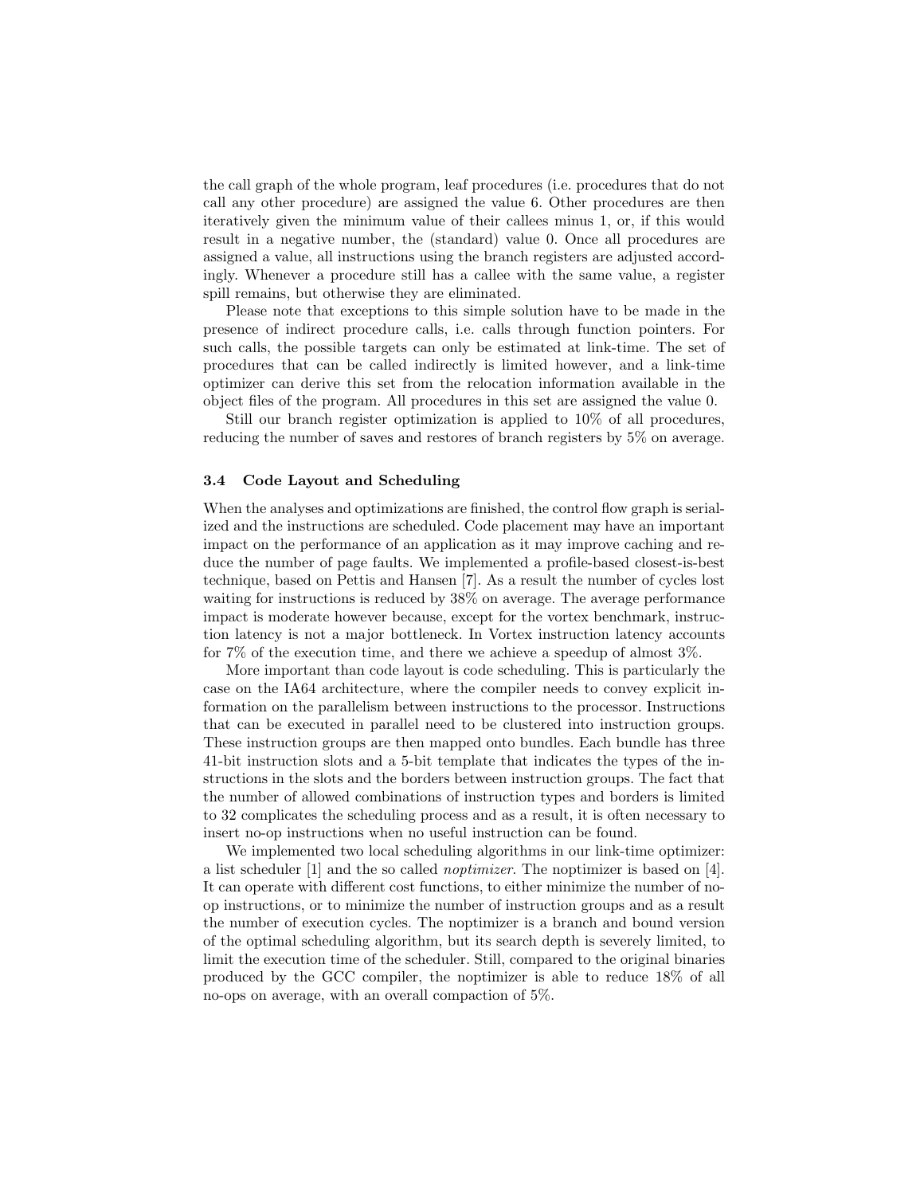the call graph of the whole program, leaf procedures (i.e. procedures that do not call any other procedure) are assigned the value 6. Other procedures are then iteratively given the minimum value of their callees minus 1, or, if this would result in a negative number, the (standard) value 0. Once all procedures are assigned a value, all instructions using the branch registers are adjusted accordingly. Whenever a procedure still has a callee with the same value, a register spill remains, but otherwise they are eliminated.

Please note that exceptions to this simple solution have to be made in the presence of indirect procedure calls, i.e. calls through function pointers. For such calls, the possible targets can only be estimated at link-time. The set of procedures that can be called indirectly is limited however, and a link-time optimizer can derive this set from the relocation information available in the object files of the program. All procedures in this set are assigned the value 0.

Still our branch register optimization is applied to 10% of all procedures, reducing the number of saves and restores of branch registers by 5% on average.

### 3.4 Code Layout and Scheduling

When the analyses and optimizations are finished, the control flow graph is serialized and the instructions are scheduled. Code placement may have an important impact on the performance of an application as it may improve caching and reduce the number of page faults. We implemented a profile-based closest-is-best technique, based on Pettis and Hansen [7]. As a result the number of cycles lost waiting for instructions is reduced by 38% on average. The average performance impact is moderate however because, except for the vortex benchmark, instruction latency is not a major bottleneck. In Vortex instruction latency accounts for 7% of the execution time, and there we achieve a speedup of almost 3%.

More important than code layout is code scheduling. This is particularly the case on the IA64 architecture, where the compiler needs to convey explicit information on the parallelism between instructions to the processor. Instructions that can be executed in parallel need to be clustered into instruction groups. These instruction groups are then mapped onto bundles. Each bundle has three 41-bit instruction slots and a 5-bit template that indicates the types of the instructions in the slots and the borders between instruction groups. The fact that the number of allowed combinations of instruction types and borders is limited to 32 complicates the scheduling process and as a result, it is often necessary to insert no-op instructions when no useful instruction can be found.

We implemented two local scheduling algorithms in our link-time optimizer: a list scheduler [1] and the so called *noptimizer*. The noptimizer is based on [4]. It can operate with different cost functions, to either minimize the number of no-op instructions, or to minimize the number of instruction groups and as a result the number of execution cycles. The noptimizer is a branch and bound version of the optimal scheduling algorithm, but its search depth is severely limited, to limit the execution time of the scheduler. Still, compared to the original binaries produced by the GCC compiler, the noptimizer is able to reduce 18% of all no-ops on average, with an overall compaction of 5%.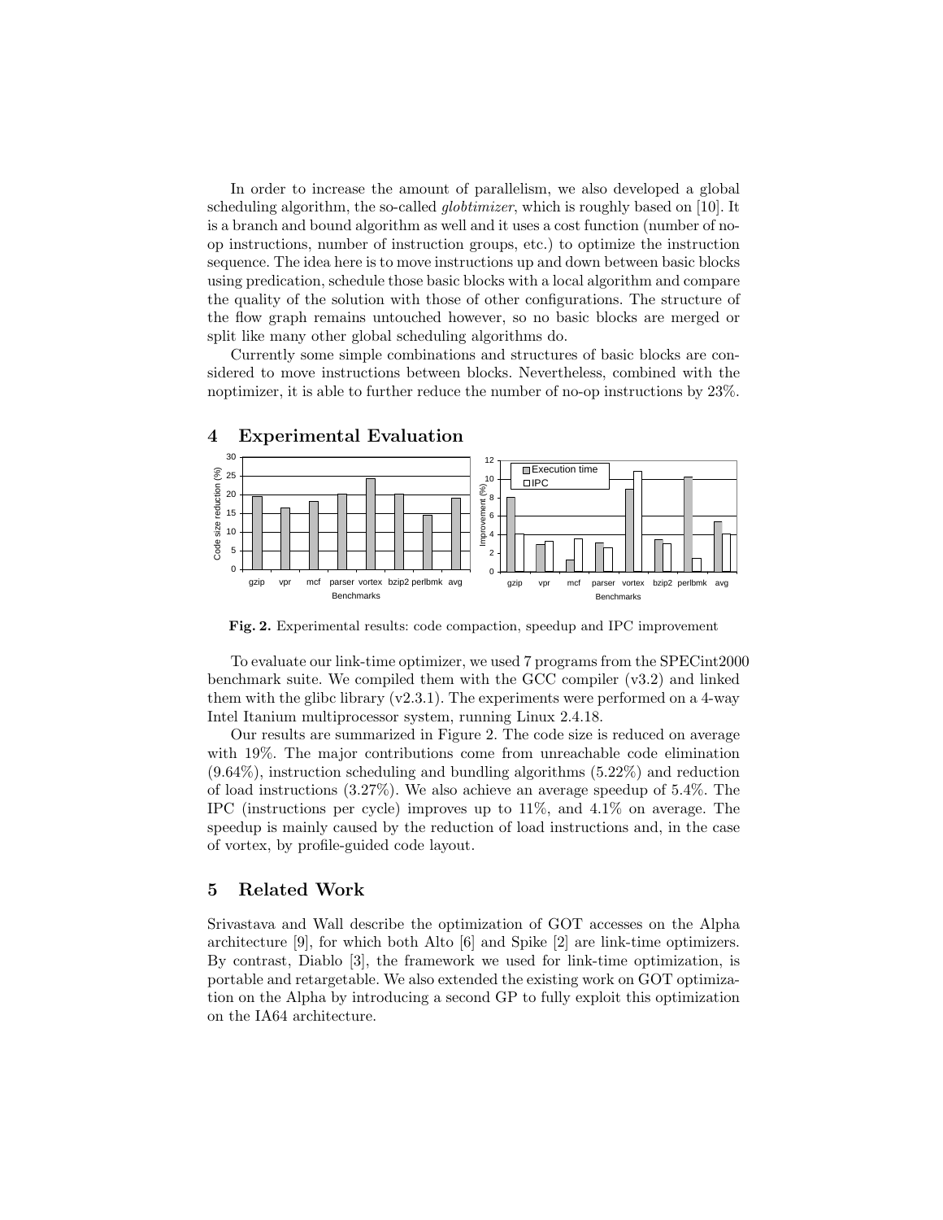In order to increase the amount of parallelism, we also developed a global scheduling algorithm, the so-called *globtimizer*, which is roughly based on [10]. It is a branch and bound algorithm as well and it uses a cost function (number of no-op instructions, number of instruction groups, etc.) to optimize the instruction sequence. The idea here is to move instructions up and down between basic blocks using predication, schedule those basic blocks with a local algorithm and compare the quality of the solution with those of other configurations. The structure of the flow graph remains untouched however, so no basic blocks are merged or split like many other global scheduling algorithms do.

Currently some simple combinations and structures of basic blocks are considered to move instructions between blocks. Nevertheless, combined with the noptimizer, it is able to further reduce the number of no-op instructions by 23%.

## 4 Experimental Evaluation

**Fig. 2.** Experimental results: code compaction, speedup and IPC improvement

To evaluate our link-time optimizer, we used 7 programs from the SPECint2000 benchmark suite. We compiled them with the GCC compiler (v3.2) and linked them with the glibc library (v2.3.1). The experiments were performed on a 4-way Intel Itanium multiprocessor system, running Linux 2.4.18.

Our results are summarized in Figure 2. The code size is reduced on average with 19%. The major contributions come from unreachable code elimination (9.64%), instruction scheduling and bundling algorithms (5.22%) and reduction of load instructions (3.27%). We also achieve an average speedup of 5.4%. The IPC (instructions per cycle) improves up to 11%, and 4.1% on average. The speedup is mainly caused by the reduction of load instructions and, in the case of vortex, by profile-guided code layout.

## 5 Related Work

Srivastava and Wall describe the optimization of GOT accesses on the Alpha architecture [9], for which both Alto [6] and Spike [2] are link-time optimizers. By contrast, Diablo [3], the framework we used for link-time optimization, is portable and retargetable. We also extended the existing work on GOT optimization on the Alpha by introducing a second GP to fully exploit this optimization on the IA64 architecture.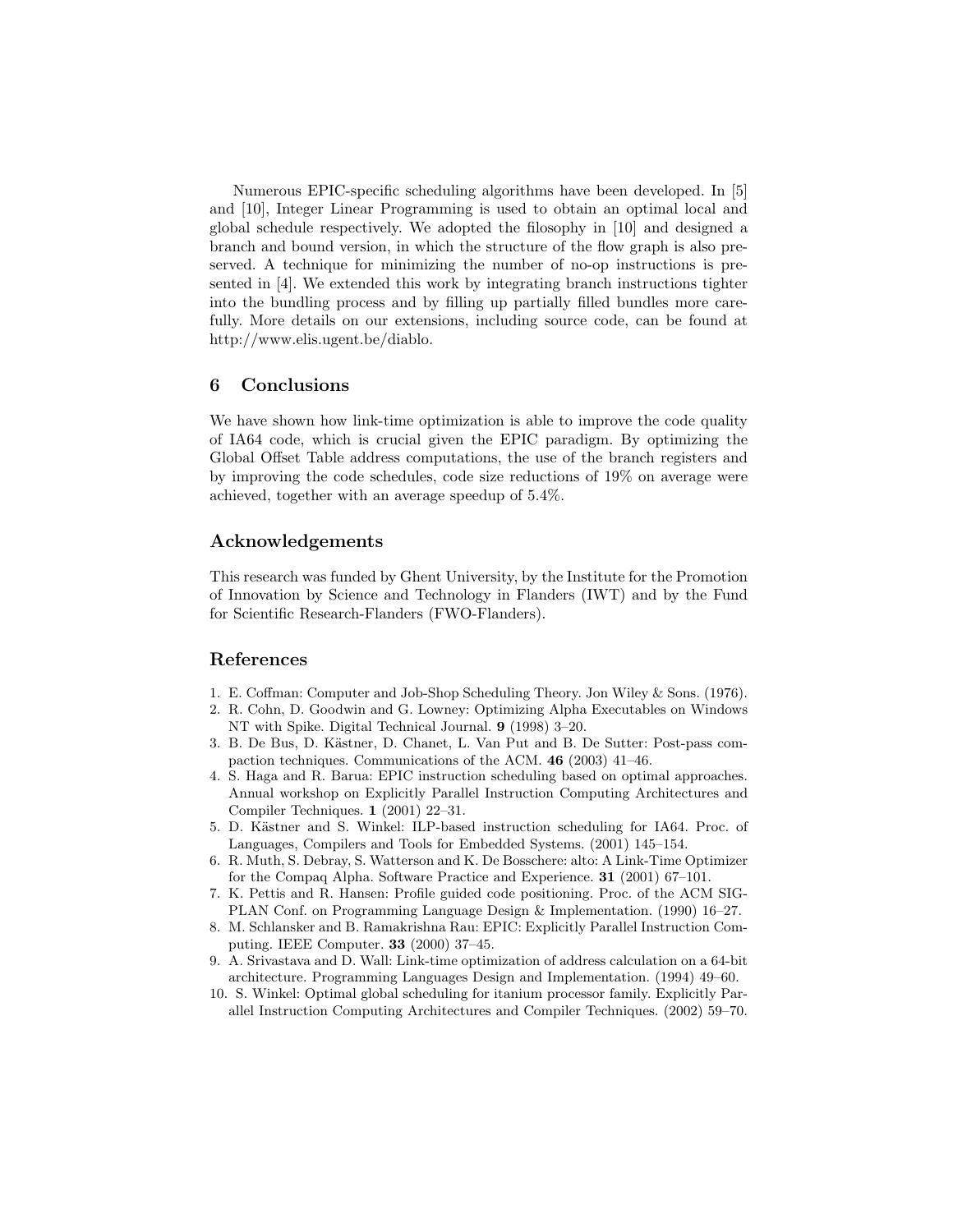Numerous EPIC-specific scheduling algorithms have been developed. In [5] and [10], Integer Linear Programming is used to obtain an optimal local and global schedule respectively. We adopted the filosophy in [10] and designed a branch and bound version, in which the structure of the flow graph is also preserved. A technique for minimizing the number of no-op instructions is presented in [4]. We extended this work by integrating branch instructions tighter into the bundling process and by filling up partially filled bundles more carefully. More details on our extensions, including source code, can be found at http://www.elis.ugent.be/diablo.

## 6 Conclusions

We have shown how link-time optimization is able to improve the code quality of IA64 code, which is crucial given the EPIC paradigm. By optimizing the Global Offset Table address computations, the use of the branch registers and by improving the code schedules, code size reductions of 19% on average were achieved, together with an average speedup of 5.4%.

## Acknowledgements

This research was funded by Ghent University, by the Institute for the Promotion of Innovation by Science and Technology in Flanders (IWT) and by the Fund for Scientific Research-Flanders (FWO-Flanders).

## References

1. E. Coffman: Computer and Job-Shop Scheduling Theory. Jon Wiley & Sons. (1976).
2. R. Cohn, D. Goodwin and G. Lowney: Optimizing Alpha Executables on Windows NT with Spike. Digital Technical Journal. **9** (1998) 3–20.
3. B. De Bus, D. Kästner, D. Chanet, L. Van Put and B. De Sutter: Post-pass compaction techniques. Communications of the ACM. **46** (2003) 41–46.
4. S. Haga and R. Barua: EPIC instruction scheduling based on optimal approaches. Annual workshop on Explicitly Parallel Instruction Computing Architectures and Compiler Techniques. **1** (2001) 22–31.
5. D. Kästner and S. Winkel: ILP-based instruction scheduling for IA64. Proc. of Languages, Compilers and Tools for Embedded Systems. (2001) 145–154.
6. R. Muth, S. Debray, S. Watterson and K. De Bosschere: alto: A Link-Time Optimizer for the Compaq Alpha. Software Practice and Experience. **31** (2001) 67–101.
7. K. Pettis and R. Hansen: Profile guided code positioning. Proc. of the ACM SIGPLAN Conf. on Programming Language Design & Implementation. (1990) 16–27.
8. M. Schlansker and B. Ramakrishna Rau: EPIC: Explicitly Parallel Instruction Computing. IEEE Computer. **33** (2000) 37–45.
9. A. Srivastava and D. Wall: Link-time optimization of address calculation on a 64-bit architecture. Programming Languages Design and Implementation. (1994) 49–60.
10. S. Winkel: Optimal global scheduling for itanium processor family. Explicitly Parallel Instruction Computing Architectures and Compiler Techniques. (2002) 59–70.